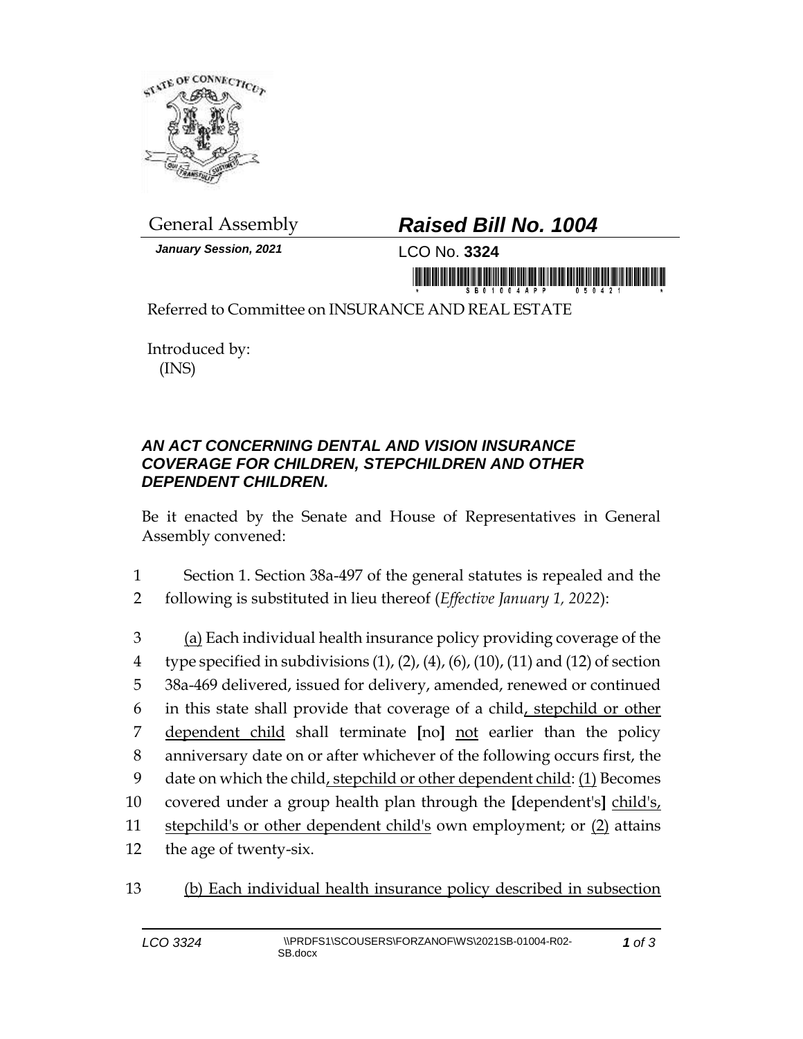General Assembly

# ***Raised Bill No. 1004***

***January Session, 2021***

LCO No. **3324**

Referred to Committee on INSURANCE AND REAL ESTATE

Introduced by:
(INS)

### ***AN ACT CONCERNING DENTAL AND VISION INSURANCE COVERAGE FOR CHILDREN, STEPCHILDREN AND OTHER DEPENDENT CHILDREN.***

Be it enacted by the Senate and House of Representatives in General Assembly convened:

1 Section 1. Section 38a-497 of the general statutes is repealed and the
2 following is substituted in lieu thereof (*Effective January 1, 2022*):

3 <u>(a)</u> Each individual health insurance policy providing coverage of the
4 type specified in subdivisions (1), (2), (4), (6), (10), (11) and (12) of section
5 38a-469 delivered, issued for delivery, amended, renewed or continued
6 in this state shall provide that coverage of a child<u>, stepchild or other</u>
7 <u>dependent child</u> shall terminate **[**no**]** <u>not</u> earlier than the policy
8 anniversary date on or after whichever of the following occurs first, the
9 date on which the child<u>, stepchild or other dependent child</u>: <u>(1)</u> Becomes
10 covered under a group health plan through the **[**dependent's**]** <u>child's,</u>
11 <u>stepchild's or other dependent child's</u> own employment; or <u>(2)</u> attains
12 the age of twenty-six.

13 <u>(b) Each individual health insurance policy described in subsection</u>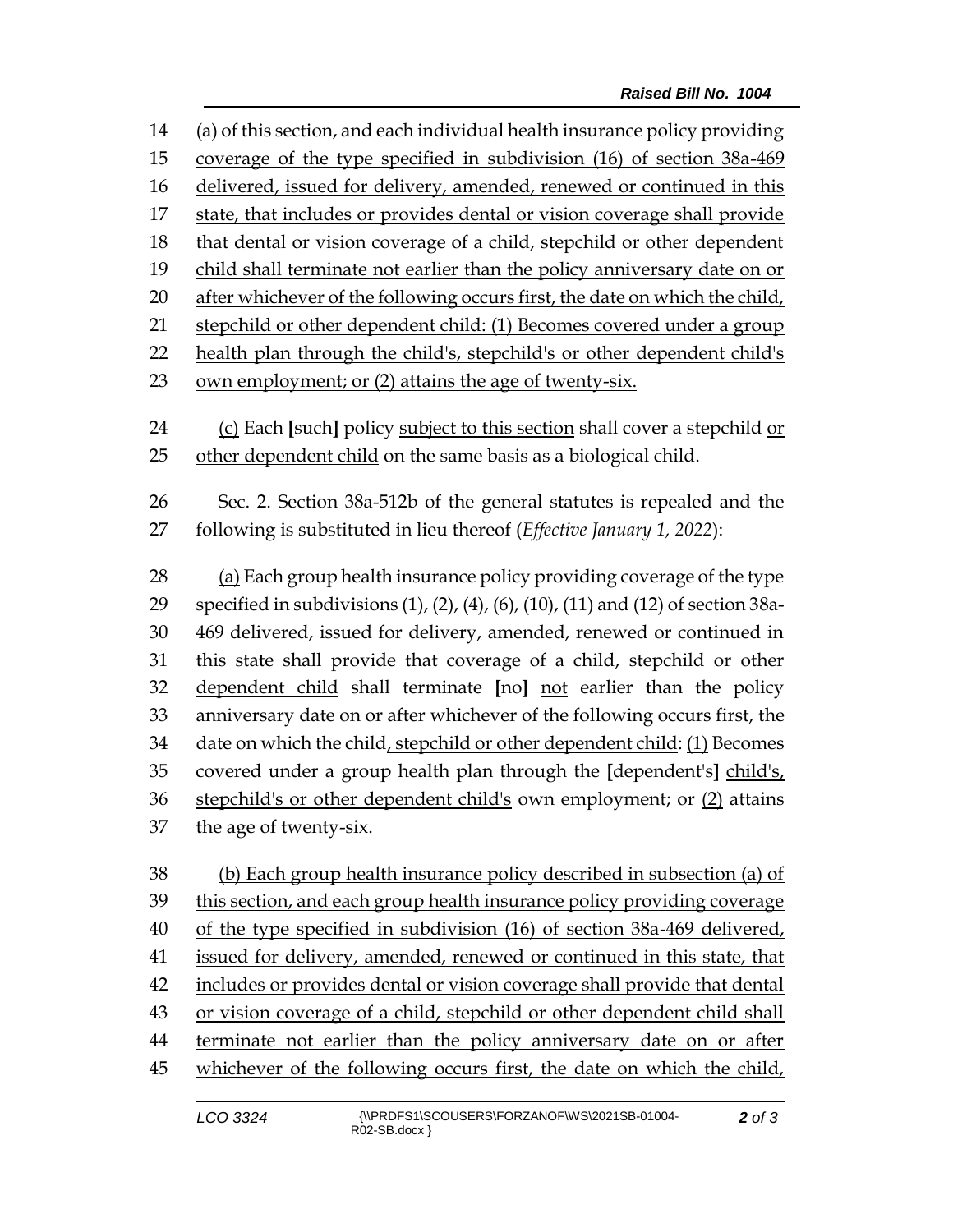(a) of this section, and each individual health insurance policy providing coverage of the type specified in subdivision (16) of section 38a-469 delivered, issued for delivery, amended, renewed or continued in this state, that includes or provides dental or vision coverage shall provide that dental or vision coverage of a child, stepchild or other dependent child shall terminate not earlier than the policy anniversary date on or after whichever of the following occurs first, the date on which the child, stepchild or other dependent child: (1) Becomes covered under a group health plan through the child's, stepchild's or other dependent child's own employment; or (2) attains the age of twenty-six.

(c) Each [such] policy subject to this section shall cover a stepchild or other dependent child on the same basis as a biological child.

Sec. 2. Section 38a-512b of the general statutes is repealed and the following is substituted in lieu thereof (*Effective January 1, 2022*):

(a) Each group health insurance policy providing coverage of the type specified in subdivisions (1), (2), (4), (6), (10), (11) and (12) of section 38a-469 delivered, issued for delivery, amended, renewed or continued in this state shall provide that coverage of a child, stepchild or other dependent child shall terminate [no] not earlier than the policy anniversary date on or after whichever of the following occurs first, the date on which the child, stepchild or other dependent child: (1) Becomes covered under a group health plan through the [dependent's] child's, stepchild's or other dependent child's own employment; or (2) attains the age of twenty-six.

(b) Each group health insurance policy described in subsection (a) of this section, and each group health insurance policy providing coverage of the type specified in subdivision (16) of section 38a-469 delivered, issued for delivery, amended, renewed or continued in this state, that includes or provides dental or vision coverage shall provide that dental or vision coverage of a child, stepchild or other dependent child shall terminate not earlier than the policy anniversary date on or after whichever of the following occurs first, the date on which the child,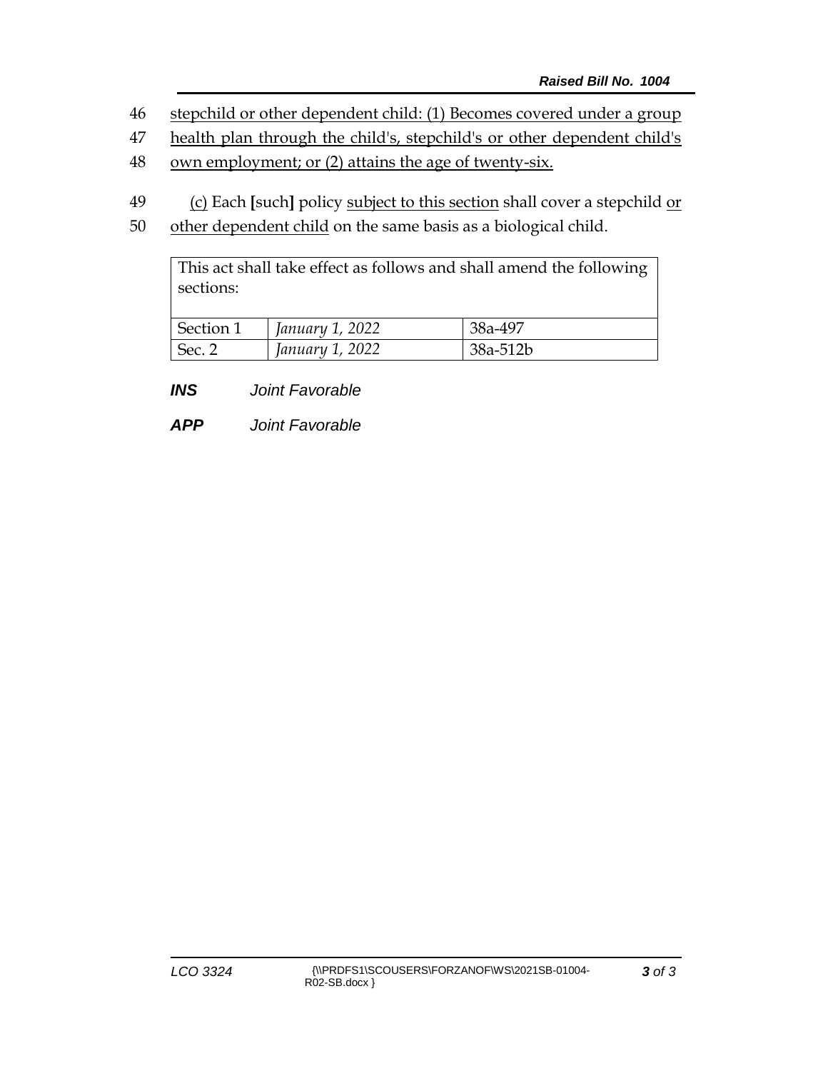46 stepchild or other dependent child: (1) Becomes covered under a group
47 health plan through the child's, stepchild's or other dependent child's
48 own employment; or (2) attains the age of twenty-six.

49 (c) Each [such] policy subject to this section shall cover a stepchild or
50 other dependent child on the same basis as a biological child.

| This act shall take effect as follows and shall amend the following sections: | | |
|---|---|---|
| Section 1 | *January 1, 2022* | 38a-497 |
| Sec. 2 | *January 1, 2022* | 38a-512b |

***INS*** *Joint Favorable*

***APP*** *Joint Favorable*